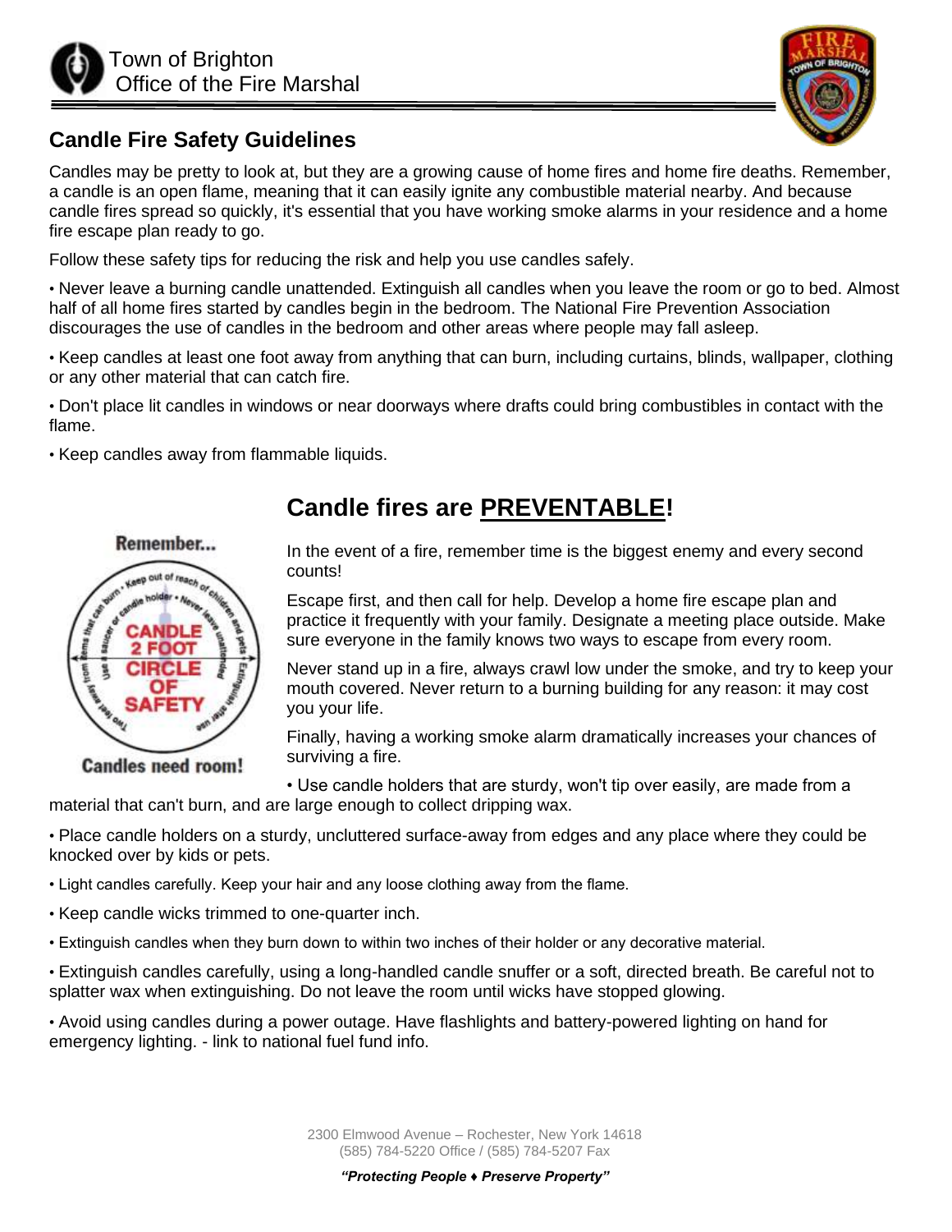Town of Brighton
Office of the Fire Marshal

## Candle Fire Safety Guidelines

Candles may be pretty to look at, but they are a growing cause of home fires and home fire deaths. Remember, a candle is an open flame, meaning that it can easily ignite any combustible material nearby. And because candle fires spread so quickly, it's essential that you have working smoke alarms in your residence and a home fire escape plan ready to go.

Follow these safety tips for reducing the risk and help you use candles safely.

• Never leave a burning candle unattended. Extinguish all candles when you leave the room or go to bed. Almost half of all home fires started by candles begin in the bedroom. The National Fire Prevention Association discourages the use of candles in the bedroom and other areas where people may fall asleep.

• Keep candles at least one foot away from anything that can burn, including curtains, blinds, wallpaper, clothing or any other material that can catch fire.

• Don't place lit candles in windows or near doorways where drafts could bring combustibles in contact with the flame.

• Keep candles away from flammable liquids.

Remember...

CANDLE 2 FOOT CIRCLE OF SAFETY

Keep out of reach of children and pets • Extinguish after use • Two feet away from items that can burn • Use a saucer or candle holder • Never leave unattended

Candles need room!

## Candle fires are PREVENTABLE!

In the event of a fire, remember time is the biggest enemy and every second counts!

Escape first, and then call for help. Develop a home fire escape plan and practice it frequently with your family. Designate a meeting place outside. Make sure everyone in the family knows two ways to escape from every room.

Never stand up in a fire, always crawl low under the smoke, and try to keep your mouth covered. Never return to a burning building for any reason: it may cost you your life.

Finally, having a working smoke alarm dramatically increases your chances of surviving a fire.

• Use candle holders that are sturdy, won't tip over easily, are made from a material that can't burn, and are large enough to collect dripping wax.

• Place candle holders on a sturdy, uncluttered surface-away from edges and any place where they could be knocked over by kids or pets.

• Light candles carefully. Keep your hair and any loose clothing away from the flame.

• Keep candle wicks trimmed to one-quarter inch.

• Extinguish candles when they burn down to within two inches of their holder or any decorative material.

• Extinguish candles carefully, using a long-handled candle snuffer or a soft, directed breath. Be careful not to splatter wax when extinguishing. Do not leave the room until wicks have stopped glowing.

• Avoid using candles during a power outage. Have flashlights and battery-powered lighting on hand for emergency lighting. - link to national fuel fund info.

2300 Elmwood Avenue – Rochester, New York 14618
(585) 784-5220 Office / (585) 784-5207 Fax

***"Protecting People ♦ Preserve Property"***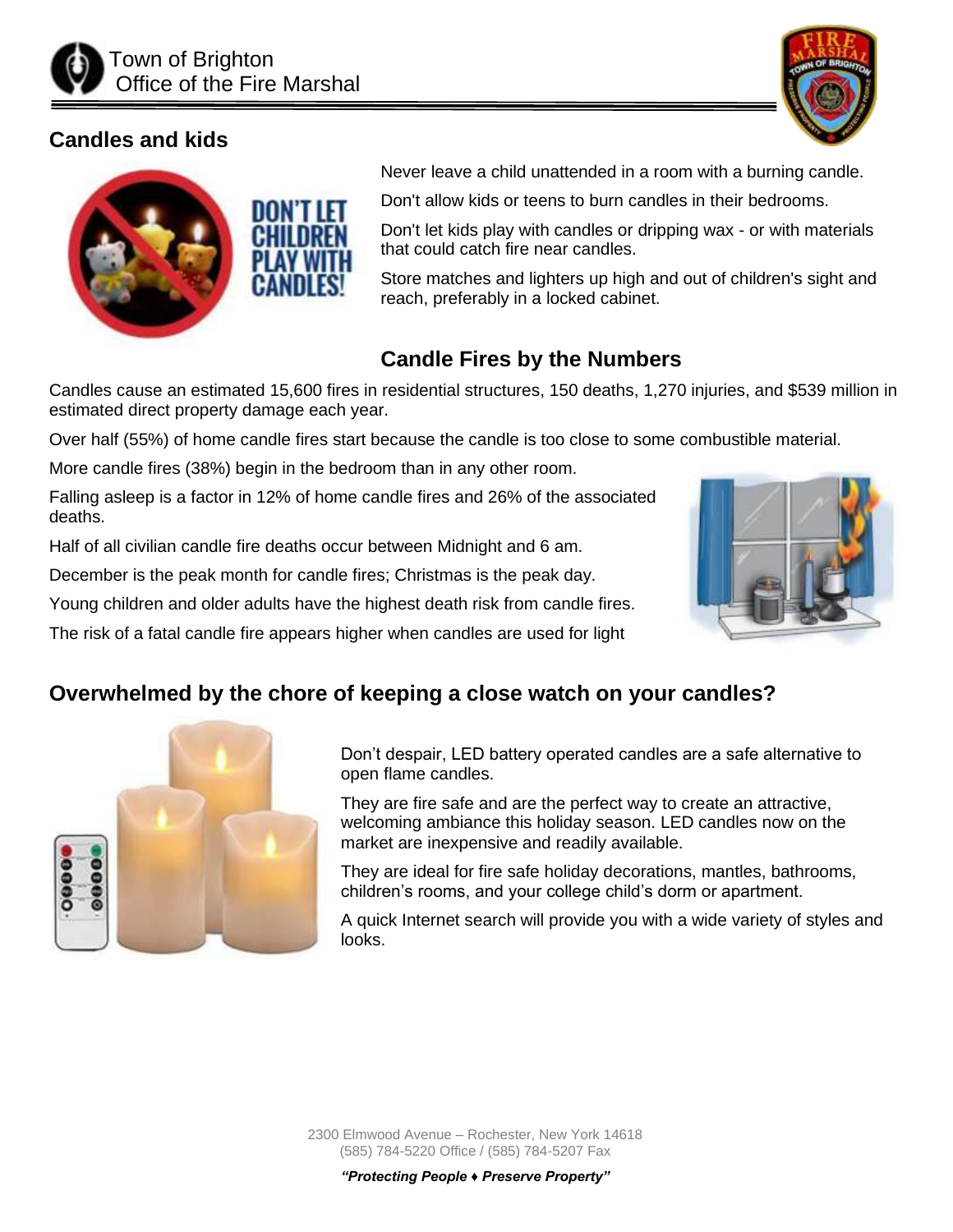Town of Brighton
Office of the Fire Marshal

## Candles and kids

DON'T LET CHILDREN PLAY WITH CANDLES!

Never leave a child unattended in a room with a burning candle.

Don't allow kids or teens to burn candles in their bedrooms.

Don't let kids play with candles or dripping wax - or with materials that could catch fire near candles.

Store matches and lighters up high and out of children's sight and reach, preferably in a locked cabinet.

## Candle Fires by the Numbers

Candles cause an estimated 15,600 fires in residential structures, 150 deaths, 1,270 injuries, and $539 million in estimated direct property damage each year.

Over half (55%) of home candle fires start because the candle is too close to some combustible material.

More candle fires (38%) begin in the bedroom than in any other room.

Falling asleep is a factor in 12% of home candle fires and 26% of the associated deaths.

Half of all civilian candle fire deaths occur between Midnight and 6 am.

December is the peak month for candle fires; Christmas is the peak day.

Young children and older adults have the highest death risk from candle fires.

The risk of a fatal candle fire appears higher when candles are used for light

## Overwhelmed by the chore of keeping a close watch on your candles?

Don't despair, LED battery operated candles are a safe alternative to open flame candles.

They are fire safe and are the perfect way to create an attractive, welcoming ambiance this holiday season. LED candles now on the market are inexpensive and readily available.

They are ideal for fire safe holiday decorations, mantles, bathrooms, children's rooms, and your college child's dorm or apartment.

A quick Internet search will provide you with a wide variety of styles and looks.

2300 Elmwood Avenue – Rochester, New York 14618
(585) 784-5220 Office / (585) 784-5207 Fax

***"Protecting People ♦ Preserve Property"***